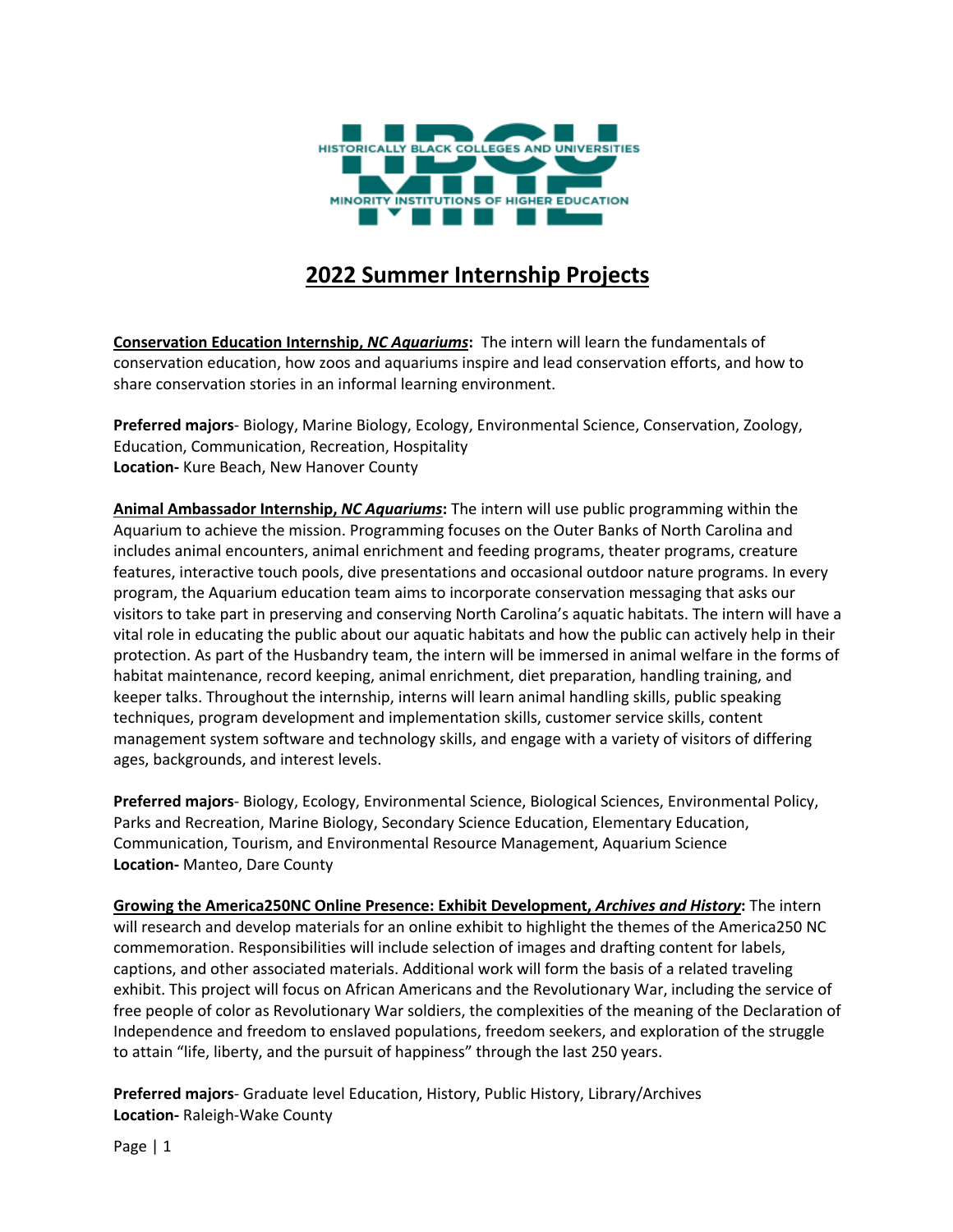HISTORICALLY BLACK COLLEGES AND UNIVERSITIES

MINORITY INSTITUTIONS OF HIGHER EDUCATION

# 2022 Summer Internship Projects

**Conservation Education Internship, *NC Aquariums*:** The intern will learn the fundamentals of conservation education, how zoos and aquariums inspire and lead conservation efforts, and how to share conservation stories in an informal learning environment.

**Preferred majors**- Biology, Marine Biology, Ecology, Environmental Science, Conservation, Zoology, Education, Communication, Recreation, Hospitality
**Location-** Kure Beach, New Hanover County

**Animal Ambassador Internship, *NC Aquariums*:** The intern will use public programming within the Aquarium to achieve the mission. Programming focuses on the Outer Banks of North Carolina and includes animal encounters, animal enrichment and feeding programs, theater programs, creature features, interactive touch pools, dive presentations and occasional outdoor nature programs. In every program, the Aquarium education team aims to incorporate conservation messaging that asks our visitors to take part in preserving and conserving North Carolina's aquatic habitats. The intern will have a vital role in educating the public about our aquatic habitats and how the public can actively help in their protection. As part of the Husbandry team, the intern will be immersed in animal welfare in the forms of habitat maintenance, record keeping, animal enrichment, diet preparation, handling training, and keeper talks. Throughout the internship, interns will learn animal handling skills, public speaking techniques, program development and implementation skills, customer service skills, content management system software and technology skills, and engage with a variety of visitors of differing ages, backgrounds, and interest levels.

**Preferred majors**- Biology, Ecology, Environmental Science, Biological Sciences, Environmental Policy, Parks and Recreation, Marine Biology, Secondary Science Education, Elementary Education, Communication, Tourism, and Environmental Resource Management, Aquarium Science
**Location-** Manteo, Dare County

**Growing the America250NC Online Presence: Exhibit Development, *Archives and History*:** The intern will research and develop materials for an online exhibit to highlight the themes of the America250 NC commemoration. Responsibilities will include selection of images and drafting content for labels, captions, and other associated materials. Additional work will form the basis of a related traveling exhibit. This project will focus on African Americans and the Revolutionary War, including the service of free people of color as Revolutionary War soldiers, the complexities of the meaning of the Declaration of Independence and freedom to enslaved populations, freedom seekers, and exploration of the struggle to attain "life, liberty, and the pursuit of happiness" through the last 250 years.

**Preferred majors**- Graduate level Education, History, Public History, Library/Archives
**Location-** Raleigh-Wake County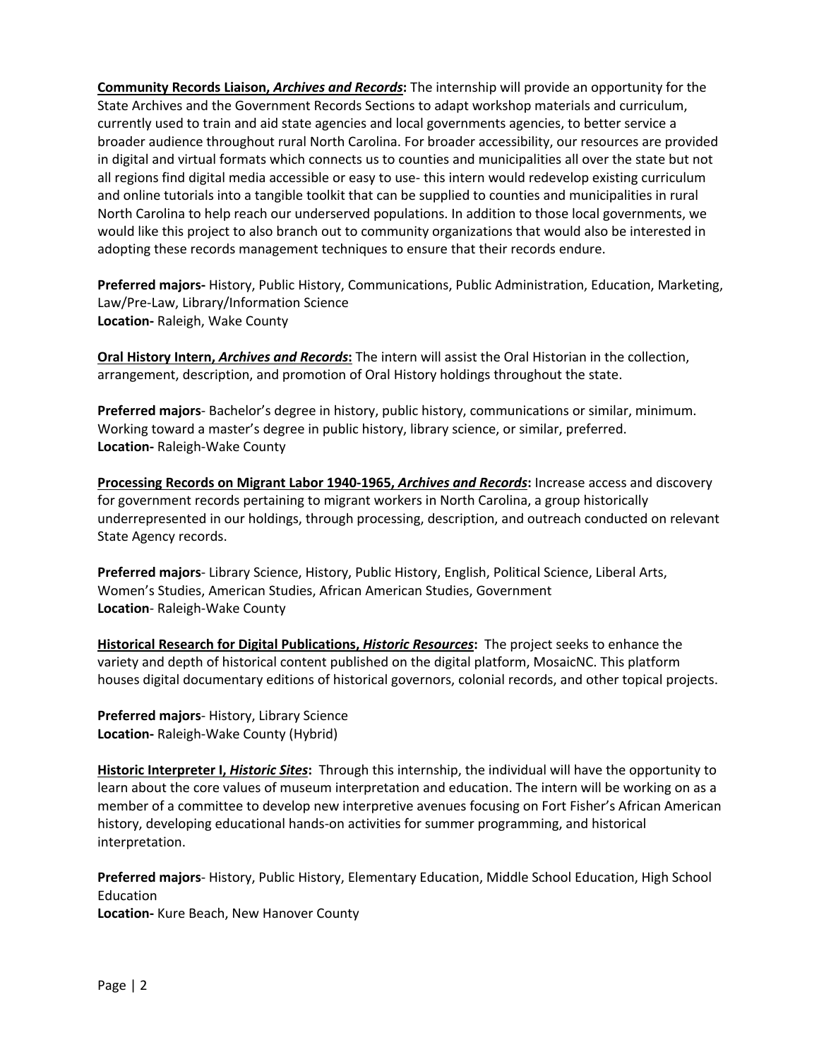**<u>Community Records Liaison, *Archives and Records*</u>:** The internship will provide an opportunity for the State Archives and the Government Records Sections to adapt workshop materials and curriculum, currently used to train and aid state agencies and local governments agencies, to better service a broader audience throughout rural North Carolina. For broader accessibility, our resources are provided in digital and virtual formats which connects us to counties and municipalities all over the state but not all regions find digital media accessible or easy to use- this intern would redevelop existing curriculum and online tutorials into a tangible toolkit that can be supplied to counties and municipalities in rural North Carolina to help reach our underserved populations. In addition to those local governments, we would like this project to also branch out to community organizations that would also be interested in adopting these records management techniques to ensure that their records endure.

**Preferred majors-** History, Public History, Communications, Public Administration, Education, Marketing, Law/Pre-Law, Library/Information Science
**Location-** Raleigh, Wake County

**<u>Oral History Intern, *Archives and Records*</u>:** The intern will assist the Oral Historian in the collection, arrangement, description, and promotion of Oral History holdings throughout the state.

**Preferred majors**- Bachelor's degree in history, public history, communications or similar, minimum. Working toward a master's degree in public history, library science, or similar, preferred.
**Location-** Raleigh-Wake County

**<u>Processing Records on Migrant Labor 1940-1965, *Archives and Records*</u>:** Increase access and discovery for government records pertaining to migrant workers in North Carolina, a group historically underrepresented in our holdings, through processing, description, and outreach conducted on relevant State Agency records.

**Preferred majors**- Library Science, History, Public History, English, Political Science, Liberal Arts, Women's Studies, American Studies, African American Studies, Government
**Location**- Raleigh-Wake County

**<u>Historical Research for Digital Publications, *Historic Resources*</u>:** The project seeks to enhance the variety and depth of historical content published on the digital platform, MosaicNC. This platform houses digital documentary editions of historical governors, colonial records, and other topical projects.

**Preferred majors**- History, Library Science
**Location-** Raleigh-Wake County (Hybrid)

**<u>Historic Interpreter I, *Historic Sites*</u>:** Through this internship, the individual will have the opportunity to learn about the core values of museum interpretation and education. The intern will be working on as a member of a committee to develop new interpretive avenues focusing on Fort Fisher's African American history, developing educational hands-on activities for summer programming, and historical interpretation.

**Preferred majors**- History, Public History, Elementary Education, Middle School Education, High School Education
**Location-** Kure Beach, New Hanover County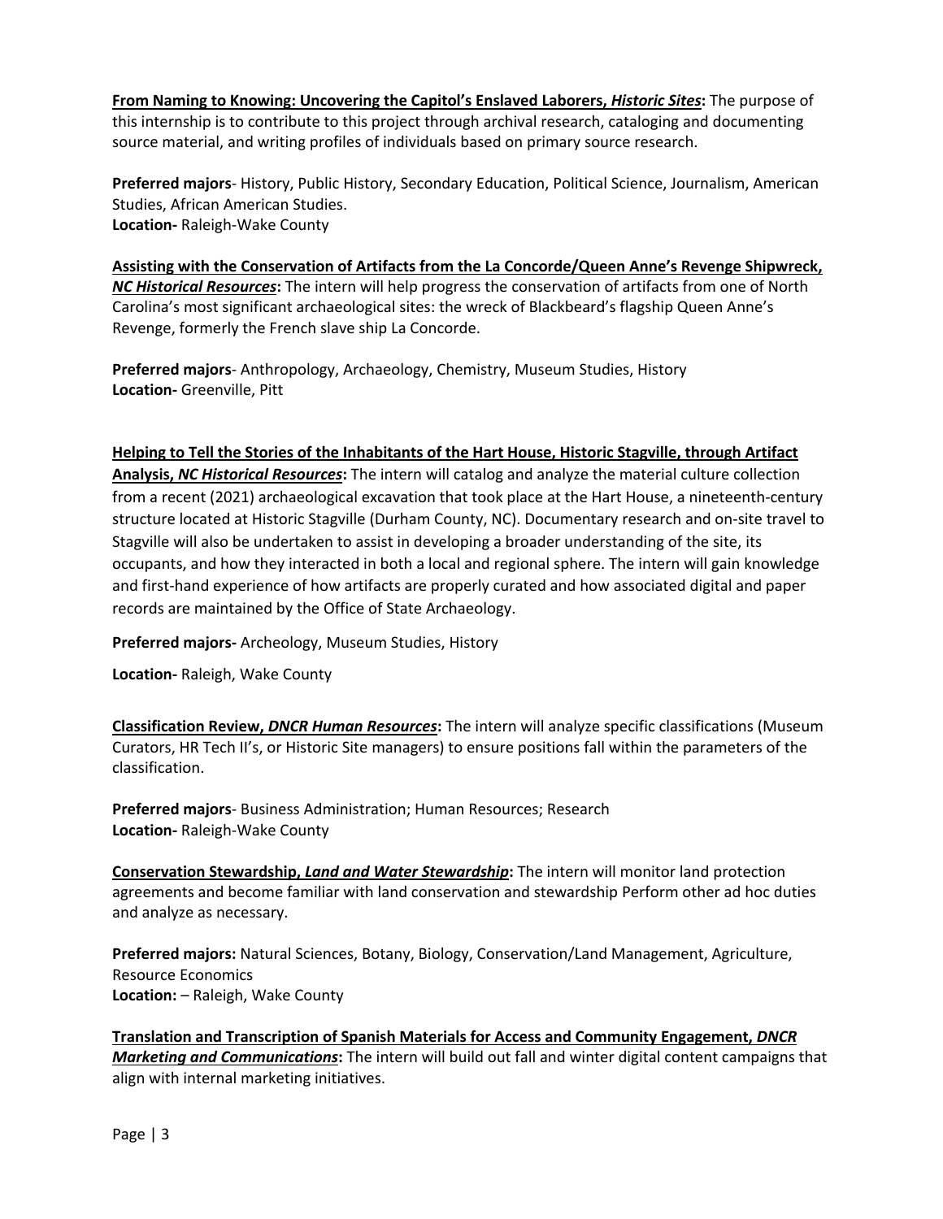**<u>From Naming to Knowing: Uncovering the Capitol's Enslaved Laborers, *Historic Sites*</u>:** The purpose of this internship is to contribute to this project through archival research, cataloging and documenting source material, and writing profiles of individuals based on primary source research.

**Preferred majors**- History, Public History, Secondary Education, Political Science, Journalism, American Studies, African American Studies.
**Location-** Raleigh-Wake County

**<u>Assisting with the Conservation of Artifacts from the La Concorde/Queen Anne's Revenge Shipwreck, *NC Historical Resources*</u>:** The intern will help progress the conservation of artifacts from one of North Carolina's most significant archaeological sites: the wreck of Blackbeard's flagship Queen Anne's Revenge, formerly the French slave ship La Concorde.

**Preferred majors**- Anthropology, Archaeology, Chemistry, Museum Studies, History
**Location-** Greenville, Pitt

**<u>Helping to Tell the Stories of the Inhabitants of the Hart House, Historic Stagville, through Artifact Analysis, *NC Historical Resources*</u>:** The intern will catalog and analyze the material culture collection from a recent (2021) archaeological excavation that took place at the Hart House, a nineteenth-century structure located at Historic Stagville (Durham County, NC). Documentary research and on-site travel to Stagville will also be undertaken to assist in developing a broader understanding of the site, its occupants, and how they interacted in both a local and regional sphere. The intern will gain knowledge and first-hand experience of how artifacts are properly curated and how associated digital and paper records are maintained by the Office of State Archaeology.

**Preferred majors-** Archeology, Museum Studies, History

**Location-** Raleigh, Wake County

**<u>Classification Review, *DNCR Human Resources*</u>:** The intern will analyze specific classifications (Museum Curators, HR Tech II's, or Historic Site managers) to ensure positions fall within the parameters of the classification.

**Preferred majors**- Business Administration; Human Resources; Research
**Location-** Raleigh-Wake County

**<u>Conservation Stewardship, *Land and Water Stewardship*</u>:** The intern will monitor land protection agreements and become familiar with land conservation and stewardship Perform other ad hoc duties and analyze as necessary.

**Preferred majors:** Natural Sciences, Botany, Biology, Conservation/Land Management, Agriculture, Resource Economics
**Location:** – Raleigh, Wake County

**<u>Translation and Transcription of Spanish Materials for Access and Community Engagement, *DNCR Marketing and Communications*</u>:** The intern will build out fall and winter digital content campaigns that align with internal marketing initiatives.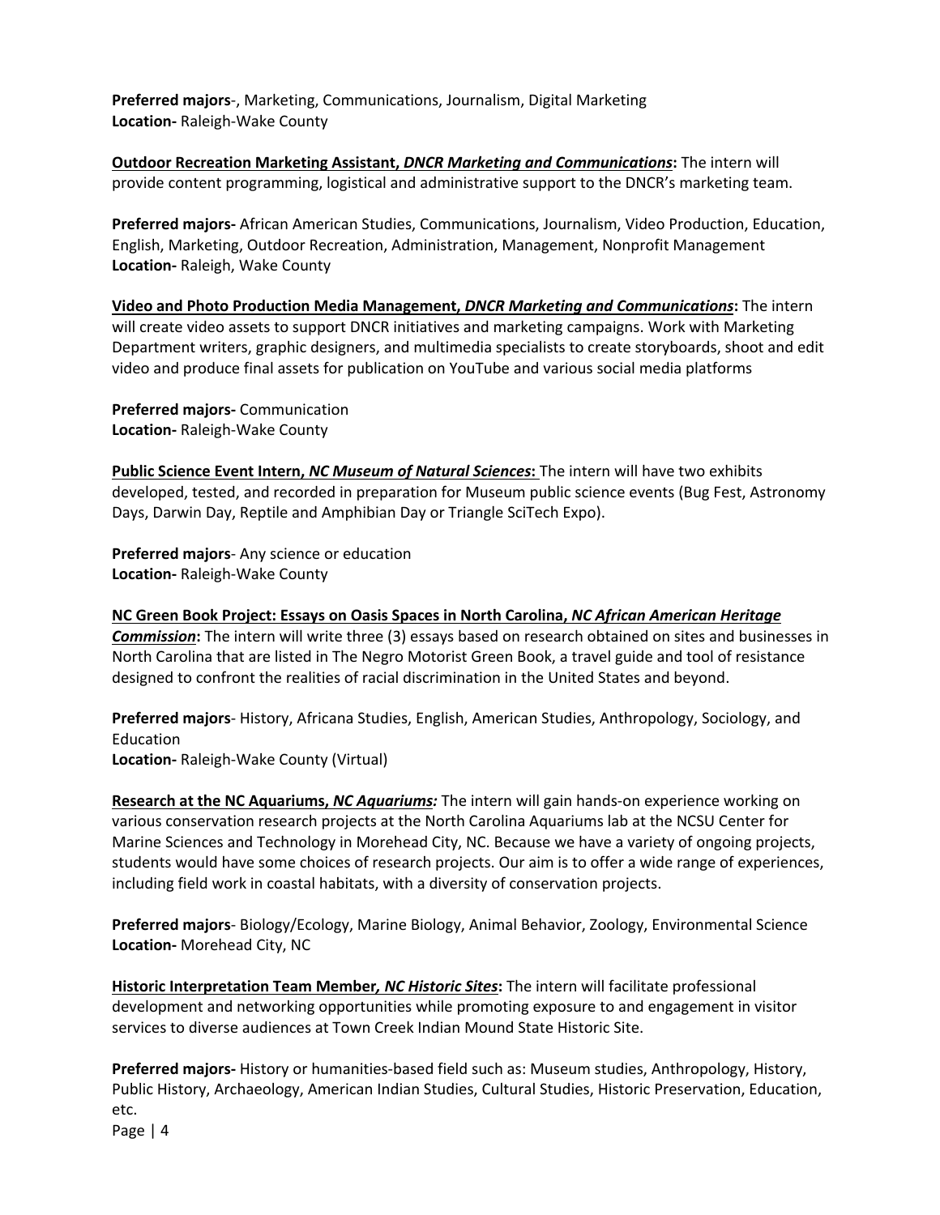**Preferred majors**-, Marketing, Communications, Journalism, Digital Marketing
**Location-** Raleigh-Wake County

**<u>Outdoor Recreation Marketing Assistant, *DNCR Marketing and Communications*</u>:** The intern will provide content programming, logistical and administrative support to the DNCR's marketing team.

**Preferred majors-** African American Studies, Communications, Journalism, Video Production, Education, English, Marketing, Outdoor Recreation, Administration, Management, Nonprofit Management
**Location-** Raleigh, Wake County

**<u>Video and Photo Production Media Management, *DNCR Marketing and Communications*</u>:** The intern will create video assets to support DNCR initiatives and marketing campaigns. Work with Marketing Department writers, graphic designers, and multimedia specialists to create storyboards, shoot and edit video and produce final assets for publication on YouTube and various social media platforms

**Preferred majors-** Communication
**Location-** Raleigh-Wake County

**<u>Public Science Event Intern, *NC Museum of Natural Sciences*:</u>** The intern will have two exhibits developed, tested, and recorded in preparation for Museum public science events (Bug Fest, Astronomy Days, Darwin Day, Reptile and Amphibian Day or Triangle SciTech Expo).

**Preferred majors**- Any science or education
**Location-** Raleigh-Wake County

**<u>NC Green Book Project: Essays on Oasis Spaces in North Carolina, *NC African American Heritage Commission*</u>:** The intern will write three (3) essays based on research obtained on sites and businesses in North Carolina that are listed in The Negro Motorist Green Book, a travel guide and tool of resistance designed to confront the realities of racial discrimination in the United States and beyond.

**Preferred majors**- History, Africana Studies, English, American Studies, Anthropology, Sociology, and Education
**Location-** Raleigh-Wake County (Virtual)

**<u>Research at the NC Aquariums, *NC Aquariums:*</u>** The intern will gain hands-on experience working on various conservation research projects at the North Carolina Aquariums lab at the NCSU Center for Marine Sciences and Technology in Morehead City, NC. Because we have a variety of ongoing projects, students would have some choices of research projects. Our aim is to offer a wide range of experiences, including field work in coastal habitats, with a diversity of conservation projects.

**Preferred majors**- Biology/Ecology, Marine Biology, Animal Behavior, Zoology, Environmental Science
**Location-** Morehead City, NC

**<u>Historic Interpretation Team Member*, NC Historic Sites*</u>:** The intern will facilitate professional development and networking opportunities while promoting exposure to and engagement in visitor services to diverse audiences at Town Creek Indian Mound State Historic Site.

**Preferred majors-** History or humanities-based field such as: Museum studies, Anthropology, History, Public History, Archaeology, American Indian Studies, Cultural Studies, Historic Preservation, Education, etc.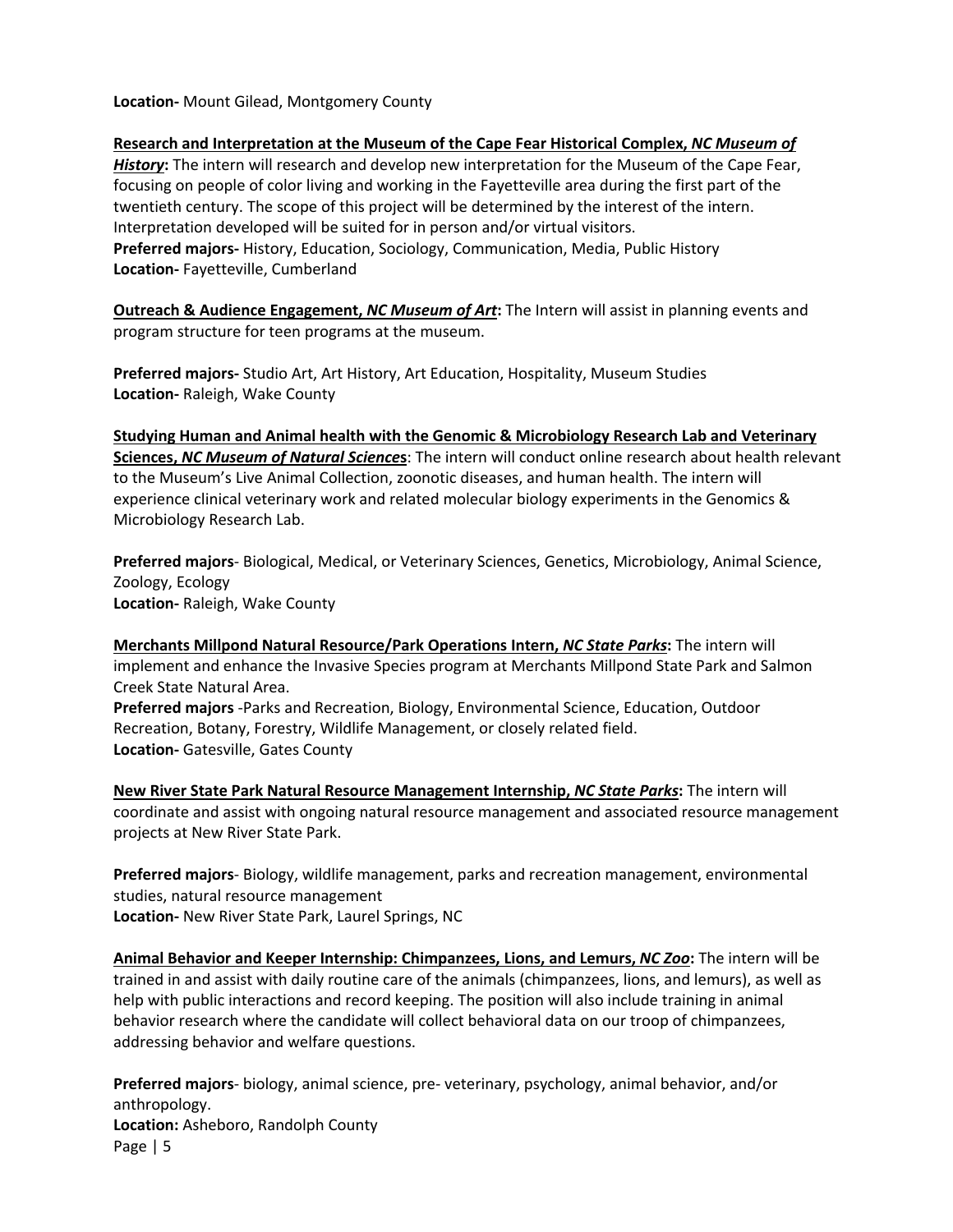**Location-** Mount Gilead, Montgomery County

**Research and Interpretation at the Museum of the Cape Fear Historical Complex, *NC Museum of History*:** The intern will research and develop new interpretation for the Museum of the Cape Fear, focusing on people of color living and working in the Fayetteville area during the first part of the twentieth century. The scope of this project will be determined by the interest of the intern. Interpretation developed will be suited for in person and/or virtual visitors.
**Preferred majors-** History, Education, Sociology, Communication, Media, Public History
**Location-** Fayetteville, Cumberland

**Outreach & Audience Engagement, *NC Museum of Art*:** The Intern will assist in planning events and program structure for teen programs at the museum.

**Preferred majors-** Studio Art, Art History, Art Education, Hospitality, Museum Studies
**Location-** Raleigh, Wake County

**Studying Human and Animal health with the Genomic & Microbiology Research Lab and Veterinary Sciences, *NC Museum of Natural Sciences***: The intern will conduct online research about health relevant to the Museum's Live Animal Collection, zoonotic diseases, and human health. The intern will experience clinical veterinary work and related molecular biology experiments in the Genomics & Microbiology Research Lab.

**Preferred majors**- Biological, Medical, or Veterinary Sciences, Genetics, Microbiology, Animal Science, Zoology, Ecology
**Location-** Raleigh, Wake County

**Merchants Millpond Natural Resource/Park Operations Intern, *NC State Parks*:** The intern will implement and enhance the Invasive Species program at Merchants Millpond State Park and Salmon Creek State Natural Area.
**Preferred majors** -Parks and Recreation, Biology, Environmental Science, Education, Outdoor Recreation, Botany, Forestry, Wildlife Management, or closely related field.
**Location-** Gatesville, Gates County

**New River State Park Natural Resource Management Internship, *NC State Parks*:** The intern will coordinate and assist with ongoing natural resource management and associated resource management projects at New River State Park.

**Preferred majors**- Biology, wildlife management, parks and recreation management, environmental studies, natural resource management
**Location-** New River State Park, Laurel Springs, NC

**Animal Behavior and Keeper Internship: Chimpanzees, Lions, and Lemurs, *NC Zoo*:** The intern will be trained in and assist with daily routine care of the animals (chimpanzees, lions, and lemurs), as well as help with public interactions and record keeping. The position will also include training in animal behavior research where the candidate will collect behavioral data on our troop of chimpanzees, addressing behavior and welfare questions.

**Preferred majors**- biology, animal science, pre- veterinary, psychology, animal behavior, and/or anthropology.
**Location:** Asheboro, Randolph County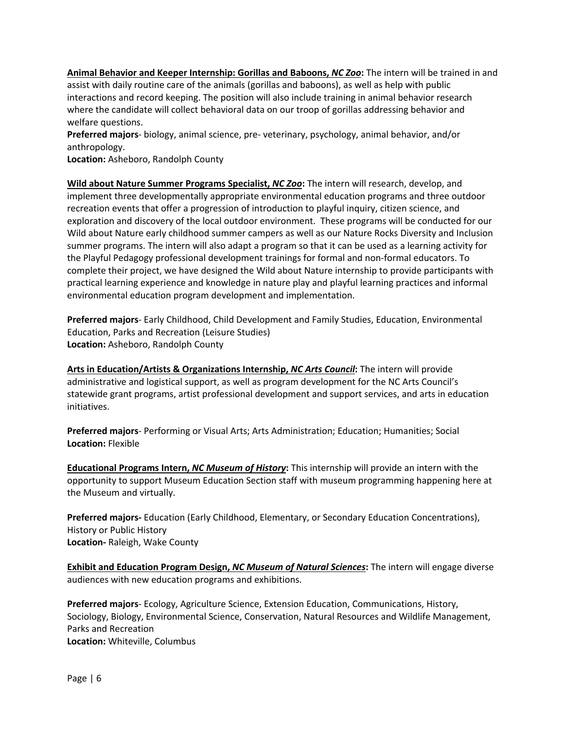**<u>Animal Behavior and Keeper Internship: Gorillas and Baboons, *NC Zoo*</u>:** The intern will be trained in and assist with daily routine care of the animals (gorillas and baboons), as well as help with public interactions and record keeping. The position will also include training in animal behavior research where the candidate will collect behavioral data on our troop of gorillas addressing behavior and welfare questions.
**Preferred majors**- biology, animal science, pre- veterinary, psychology, animal behavior, and/or anthropology.
**Location:** Asheboro, Randolph County

**<u>Wild about Nature Summer Programs Specialist, *NC Zoo*</u>:** The intern will research, develop, and implement three developmentally appropriate environmental education programs and three outdoor recreation events that offer a progression of introduction to playful inquiry, citizen science, and exploration and discovery of the local outdoor environment. These programs will be conducted for our Wild about Nature early childhood summer campers as well as our Nature Rocks Diversity and Inclusion summer programs. The intern will also adapt a program so that it can be used as a learning activity for the Playful Pedagogy professional development trainings for formal and non-formal educators. To complete their project, we have designed the Wild about Nature internship to provide participants with practical learning experience and knowledge in nature play and playful learning practices and informal environmental education program development and implementation.

**Preferred majors**- Early Childhood, Child Development and Family Studies, Education, Environmental Education, Parks and Recreation (Leisure Studies)
**Location:** Asheboro, Randolph County

**<u>Arts in Education/Artists & Organizations Internship, *NC Arts Council*</u>:** The intern will provide administrative and logistical support, as well as program development for the NC Arts Council's statewide grant programs, artist professional development and support services, and arts in education initiatives.

**Preferred majors**- Performing or Visual Arts; Arts Administration; Education; Humanities; Social
**Location:** Flexible

**<u>Educational Programs Intern, *NC Museum of History*</u>:** This internship will provide an intern with the opportunity to support Museum Education Section staff with museum programming happening here at the Museum and virtually.

**Preferred majors-** Education (Early Childhood, Elementary, or Secondary Education Concentrations), History or Public History
**Location-** Raleigh, Wake County

**<u>Exhibit and Education Program Design, *NC Museum of Natural Sciences*</u>:** The intern will engage diverse audiences with new education programs and exhibitions.

**Preferred majors**- Ecology, Agriculture Science, Extension Education, Communications, History, Sociology, Biology, Environmental Science, Conservation, Natural Resources and Wildlife Management, Parks and Recreation
**Location:** Whiteville, Columbus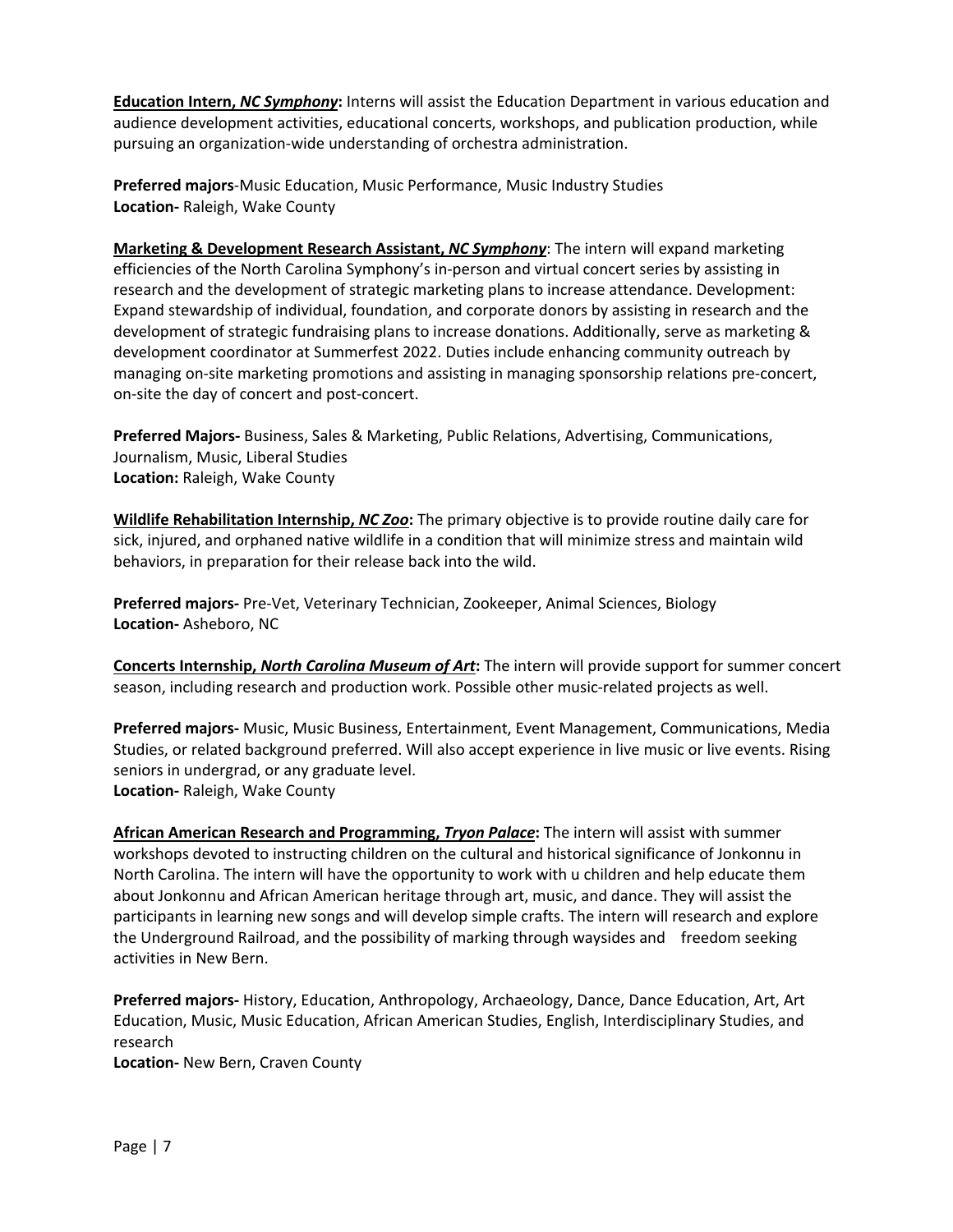**Education Intern, *NC Symphony*:** Interns will assist the Education Department in various education and audience development activities, educational concerts, workshops, and publication production, while pursuing an organization-wide understanding of orchestra administration.

**Preferred majors**-Music Education, Music Performance, Music Industry Studies
**Location-** Raleigh, Wake County

**Marketing & Development Research Assistant, *NC Symphony***: The intern will expand marketing efficiencies of the North Carolina Symphony's in-person and virtual concert series by assisting in research and the development of strategic marketing plans to increase attendance. Development: Expand stewardship of individual, foundation, and corporate donors by assisting in research and the development of strategic fundraising plans to increase donations. Additionally, serve as marketing & development coordinator at Summerfest 2022. Duties include enhancing community outreach by managing on-site marketing promotions and assisting in managing sponsorship relations pre-concert, on-site the day of concert and post-concert.

**Preferred Majors-** Business, Sales & Marketing, Public Relations, Advertising, Communications, Journalism, Music, Liberal Studies
**Location:** Raleigh, Wake County

**Wildlife Rehabilitation Internship, *NC Zoo*:** The primary objective is to provide routine daily care for sick, injured, and orphaned native wildlife in a condition that will minimize stress and maintain wild behaviors, in preparation for their release back into the wild.

**Preferred majors-** Pre-Vet, Veterinary Technician, Zookeeper, Animal Sciences, Biology
**Location-** Asheboro, NC

**Concerts Internship, *North Carolina Museum of Art*:** The intern will provide support for summer concert season, including research and production work. Possible other music-related projects as well.

**Preferred majors-** Music, Music Business, Entertainment, Event Management, Communications, Media Studies, or related background preferred. Will also accept experience in live music or live events. Rising seniors in undergrad, or any graduate level.
**Location-** Raleigh, Wake County

**African American Research and Programming, *Tryon Palace*:** The intern will assist with summer workshops devoted to instructing children on the cultural and historical significance of Jonkonnu in North Carolina. The intern will have the opportunity to work with u children and help educate them about Jonkonnu and African American heritage through art, music, and dance. They will assist the participants in learning new songs and will develop simple crafts. The intern will research and explore the Underground Railroad, and the possibility of marking through waysides and freedom seeking activities in New Bern.

**Preferred majors-** History, Education, Anthropology, Archaeology, Dance, Dance Education, Art, Art Education, Music, Music Education, African American Studies, English, Interdisciplinary Studies, and research
**Location-** New Bern, Craven County